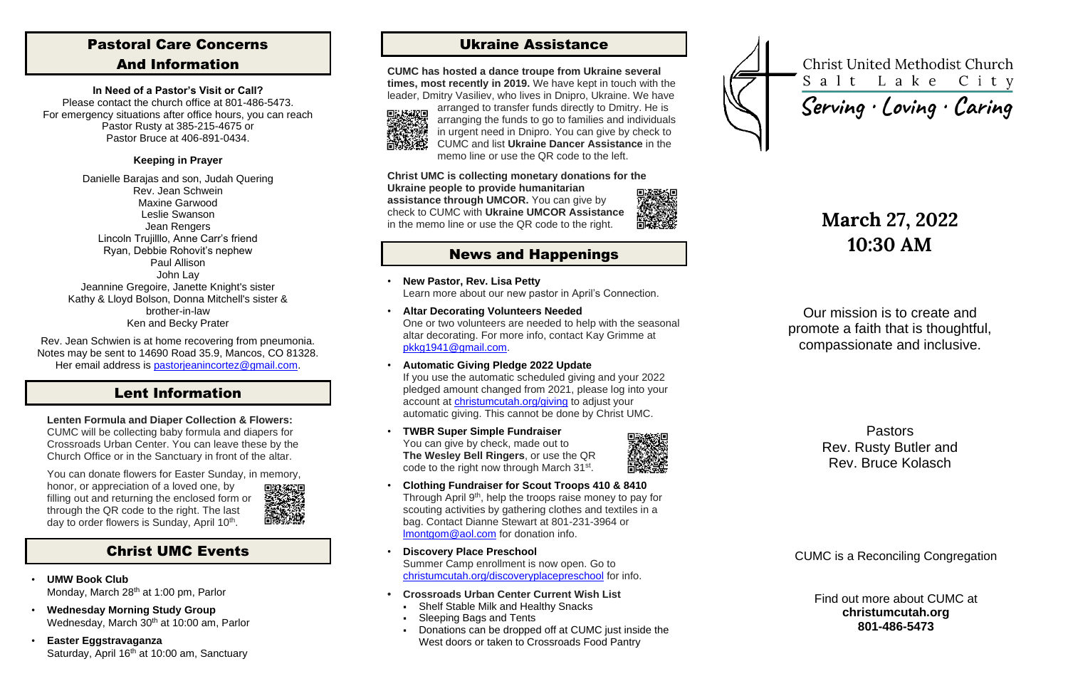## Pastoral Care Concerns And Information

**In Need of a Pastor's Visit or Call?**

Please contact the church office at 801-486-5473.
For emergency situations after office hours, you can reach Pastor Rusty at 385-215-4675 or Pastor Bruce at 406-891-0434.

**Keeping in Prayer**

Danielle Barajas and son, Judah Quering
Rev. Jean Schwein
Maxine Garwood
Leslie Swanson
Jean Rengers
Lincoln Trujilllo, Anne Carr's friend
Ryan, Debbie Rohovit's nephew
Paul Allison
John Lay
Jeannine Gregoire, Janette Knight's sister
Kathy & Lloyd Bolson, Donna Mitchell's sister & brother-in-law
Ken and Becky Prater

Rev. Jean Schwien is at home recovering from pneumonia. Notes may be sent to 14690 Road 35.9, Mancos, CO 81328. Her email address is pastorjeanincortez@gmail.com.

## Lent Information

**Lenten Formula and Diaper Collection & Flowers:** CUMC will be collecting baby formula and diapers for Crossroads Urban Center. You can leave these by the Church Office or in the Sanctuary in front of the altar.

You can donate flowers for Easter Sunday, in memory, honor, or appreciation of a loved one, by filling out and returning the enclosed form or through the QR code to the right. The last day to order flowers is Sunday, April 10th.

## Christ UMC Events

- **UMW Book Club**
  Monday, March 28th at 1:00 pm, Parlor
- **Wednesday Morning Study Group**
  Wednesday, March 30th at 10:00 am, Parlor
- **Easter Eggstravaganza**
  Saturday, April 16th at 10:00 am, Sanctuary

## Ukraine Assistance

**CUMC has hosted a dance troupe from Ukraine several times, most recently in 2019.** We have kept in touch with the leader, Dmitry Vasiliev, who lives in Dnipro, Ukraine. We have arranged to transfer funds directly to Dmitry. He is arranging the funds to go to families and individuals in urgent need in Dnipro. You can give by check to CUMC and list **Ukraine Dancer Assistance** in the memo line or use the QR code to the left.

**Christ UMC is collecting monetary donations for the Ukraine people to provide humanitarian assistance through UMCOR.** You can give by check to CUMC with **Ukraine UMCOR Assistance** in the memo line or use the QR code to the right.

## News and Happenings

- **New Pastor, Rev. Lisa Petty**
  Learn more about our new pastor in April's Connection.
- **Altar Decorating Volunteers Needed**
  One or two volunteers are needed to help with the seasonal altar decorating. For more info, contact Kay Grimme at pkkg1941@gmail.com.
- **Automatic Giving Pledge 2022 Update**
  If you use the automatic scheduled giving and your 2022 pledged amount changed from 2021, please log into your account at christumcutah.org/giving to adjust your automatic giving. This cannot be done by Christ UMC.
- **TWBR Super Simple Fundraiser**
  You can give by check, made out to **The Wesley Bell Ringers**, or use the QR code to the right now through March 31st.
- **Clothing Fundraiser for Scout Troops 410 & 8410**
  Through April 9th, help the troops raise money to pay for scouting activities by gathering clothes and textiles in a bag. Contact Dianne Stewart at 801-231-3964 or lmontgom@aol.com for donation info.
- **Discovery Place Preschool**
  Summer Camp enrollment is now open. Go to christumcutah.org/discoveryplacepreschool for info.
- **Crossroads Urban Center Current Wish List**
  - Shelf Stable Milk and Healthy Snacks
  - Sleeping Bags and Tents
  - Donations can be dropped off at CUMC just inside the West doors or taken to Crossroads Food Pantry

# Christ United Methodist Church
Salt Lake City

*Serving · Loving · Caring*

## March 27, 2022
## 10:30 AM

Our mission is to create and promote a faith that is thoughtful, compassionate and inclusive.

Pastors
Rev. Rusty Butler and
Rev. Bruce Kolasch

CUMC is a Reconciling Congregation

Find out more about CUMC at
**christumcutah.org**
**801-486-5473**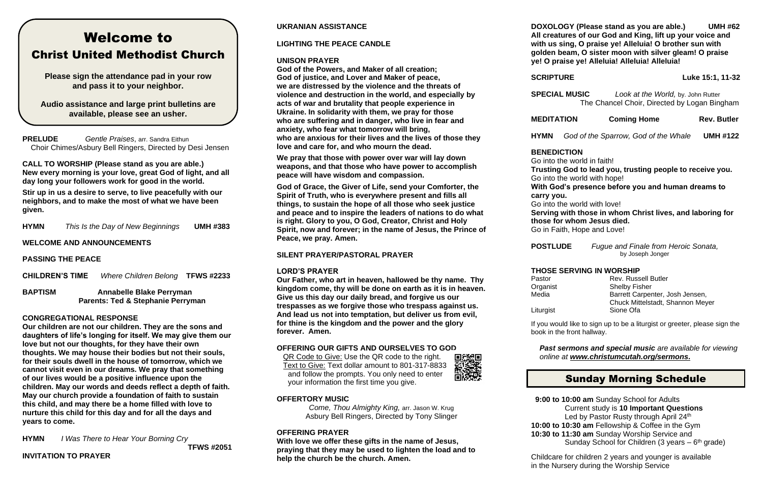# Welcome to

## Christ United Methodist Church

**Please sign the attendance pad in your row and pass it to your neighbor.**

**Audio assistance and large print bulletins are available, please see an usher.**

**PRELUDE** *Gentle Praises*, arr. Sandra Eithun
Choir Chimes/Asbury Bell Ringers, Directed by Desi Jensen

**CALL TO WORSHIP (Please stand as you are able.)**
**New every morning is your love, great God of light, and all day long your followers work for good in the world.**

**Stir up in us a desire to serve, to live peacefully with our neighbors, and to make the most of what we have been given.**

**HYMN** *This Is the Day of New Beginnings* **UMH #383**

**WELCOME AND ANNOUNCEMENTS**

**PASSING THE PEACE**

**CHILDREN'S TIME** *Where Children Belong* **TFWS #2233**

**BAPTISM** **Annabelle Blake Perryman**
**Parents: Ted & Stephanie Perryman**

**CONGREGATIONAL RESPONSE**
**Our children are not our children. They are the sons and daughters of life's longing for itself. We may give them our love but not our thoughts, for they have their own thoughts. We may house their bodies but not their souls, for their souls dwell in the house of tomorrow, which we cannot visit even in our dreams. We pray that something of our lives would be a positive influence upon the children. May our words and deeds reflect a depth of faith. May our church provide a foundation of faith to sustain this child, and may there be a home filled with love to nurture this child for this day and for all the days and years to come.**

**HYMN** *I Was There to Hear Your Borning Cry* **TFWS #2051**

**INVITATION TO PRAYER**

**UKRANIAN ASSISTANCE**

**LIGHTING THE PEACE CANDLE**

**UNISON PRAYER**
**God of the Powers, and Maker of all creation; God of justice, and Lover and Maker of peace, we are distressed by the violence and the threats of violence and destruction in the world, and especially by acts of war and brutality that people experience in Ukraine. In solidarity with them, we pray for those who are suffering and in danger, who live in fear and anxiety, who fear what tomorrow will bring, who are anxious for their lives and the lives of those they love and care for, and who mourn the dead.**

**We pray that those with power over war will lay down weapons, and that those who have power to accomplish peace will have wisdom and compassion.**

**God of Grace, the Giver of Life, send your Comforter, the Spirit of Truth, who is everywhere present and fills all things, to sustain the hope of all those who seek justice and peace and to inspire the leaders of nations to do what is right. Glory to you, O God, Creator, Christ and Holy Spirit, now and forever; in the name of Jesus, the Prince of Peace, we pray. Amen.**

**SILENT PRAYER/PASTORAL PRAYER**

**LORD'S PRAYER**
**Our Father, who art in heaven, hallowed be thy name. Thy kingdom come, thy will be done on earth as it is in heaven. Give us this day our daily bread, and forgive us our trespasses as we forgive those who trespass against us. And lead us not into temptation, but deliver us from evil, for thine is the kingdom and the power and the glory forever. Amen.**

**OFFERING OUR GIFTS AND OURSELVES TO GOD**
QR Code to Give: Use the QR code to the right.
Text to Give: Text dollar amount to 801-317-8833 and follow the prompts. You only need to enter your information the first time you give.

**OFFERTORY MUSIC**
*Come, Thou Almighty King,* arr. Jason W. Krug
Asbury Bell Ringers, Directed by Tony Slinger

**OFFERING PRAYER**
**With love we offer these gifts in the name of Jesus, praying that they may be used to lighten the load and to help the church be the church. Amen.**

**DOXOLOGY (Please stand as you are able.)** **UMH #62**
**All creatures of our God and King, lift up your voice and with us sing, O praise ye! Alleluia! O brother sun with golden beam, O sister moon with silver gleam! O praise ye! O praise ye! Alleluia! Alleluia! Alleluia!**

**SCRIPTURE** **Luke 15:1, 11-32**

**SPECIAL MUSIC** *Look at the World,* by. John Rutter
The Chancel Choir, Directed by Logan Bingham

**MEDITATION** **Coming Home** **Rev. Butler**

**HYMN** *God of the Sparrow, God of the Whale* **UMH #122**

**BENEDICTION**
Go into the world in faith!
**Trusting God to lead you, trusting people to receive you.**
Go into the world with hope!
**With God's presence before you and human dreams to carry you.**
Go into the world with love!
**Serving with those in whom Christ lives, and laboring for those for whom Jesus died.**
Go in Faith, Hope and Love!

**POSTLUDE** *Fugue and Finale from Heroic Sonata,* by Joseph Jonger

**THOSE SERVING IN WORSHIP**

| | |
|---|---|
| Pastor | Rev. Russell Butler |
| Organist | Shelby Fisher |
| Media | Barrett Carpenter, Josh Jensen, Chuck Mittelstadt, Shannon Meyer |
| Liturgist | Sione Ofa |

If you would like to sign up to be a liturgist or greeter, please sign the book in the front hallway.

***Past sermons and special music*** *are available for viewing online at* ***www.christumcutah.org/sermons.***

## Sunday Morning Schedule

**9:00 to 10:00 am** Sunday School for Adults
Current study is **10 Important Questions**
Led by Pastor Rusty through April 24th
**10:00 to 10:30 am** Fellowship & Coffee in the Gym
**10:30 to 11:30 am** Sunday Worship Service and Sunday School for Children (3 years – 6th grade)

Childcare for children 2 years and younger is available in the Nursery during the Worship Service